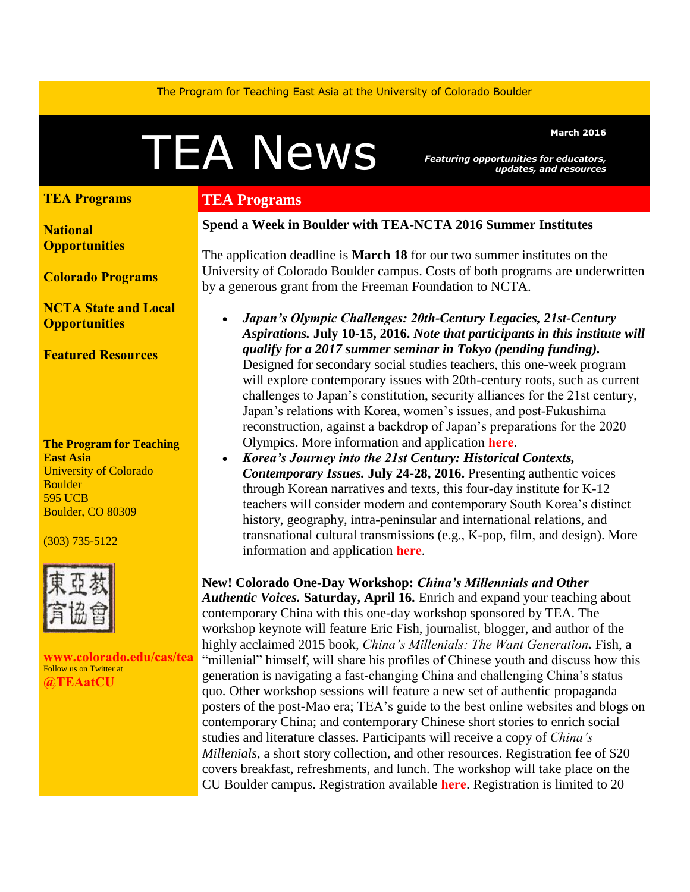The Program for Teaching East Asia at the University of Colorado Boulder

# TEA News

**March 2016**

***Featuring opportunities for educators, updates, and resources***

**TEA Programs**

**National Opportunities**

**Colorado Programs**

**NCTA State and Local Opportunities**

**Featured Resources**

**The Program for Teaching East Asia**
University of Colorado Boulder
595 UCB
Boulder, CO 80309

(303) 735-5122

東亞教育協會

**www.colorado.edu/cas/tea**
Follow us on Twitter at
**@TEAatCU**

## TEA Programs

### Spend a Week in Boulder with TEA-NCTA 2016 Summer Institutes

The application deadline is **March 18** for our two summer institutes on the University of Colorado Boulder campus. Costs of both programs are underwritten by a generous grant from the Freeman Foundation to NCTA.

- ***Japan's Olympic Challenges: 20th-Century Legacies, 21st-Century Aspirations.*** **July 10-15, 2016.** ***Note that participants in this institute will qualify for a 2017 summer seminar in Tokyo (pending funding).*** Designed for secondary social studies teachers, this one-week program will explore contemporary issues with 20th-century roots, such as current challenges to Japan's constitution, security alliances for the 21st century, Japan's relations with Korea, women's issues, and post-Fukushima reconstruction, against a backdrop of Japan's preparations for the 2020 Olympics. More information and application **here**.
- ***Korea's Journey into the 21st Century: Historical Contexts, Contemporary Issues.*** **July 24-28, 2016.** Presenting authentic voices through Korean narratives and texts, this four-day institute for K-12 teachers will consider modern and contemporary South Korea's distinct history, geography, intra-peninsular and international relations, and transnational cultural transmissions (e.g., K-pop, film, and design). More information and application **here**.

**New! Colorado One-Day Workshop: *China's Millennials and Other Authentic Voices.* Saturday, April 16.** Enrich and expand your teaching about contemporary China with this one-day workshop sponsored by TEA. The workshop keynote will feature Eric Fish, journalist, blogger, and author of the highly acclaimed 2015 book, *China's Millenials: The Want Generation***.** Fish, a "millenial" himself, will share his profiles of Chinese youth and discuss how this generation is navigating a fast-changing China and challenging China's status quo. Other workshop sessions will feature a new set of authentic propaganda posters of the post-Mao era; TEA's guide to the best online websites and blogs on contemporary China; and contemporary Chinese short stories to enrich social studies and literature classes. Participants will receive a copy of *China's Millenials*, a short story collection, and other resources. Registration fee of $20 covers breakfast, refreshments, and lunch. The workshop will take place on the CU Boulder campus. Registration available **here**. Registration is limited to 20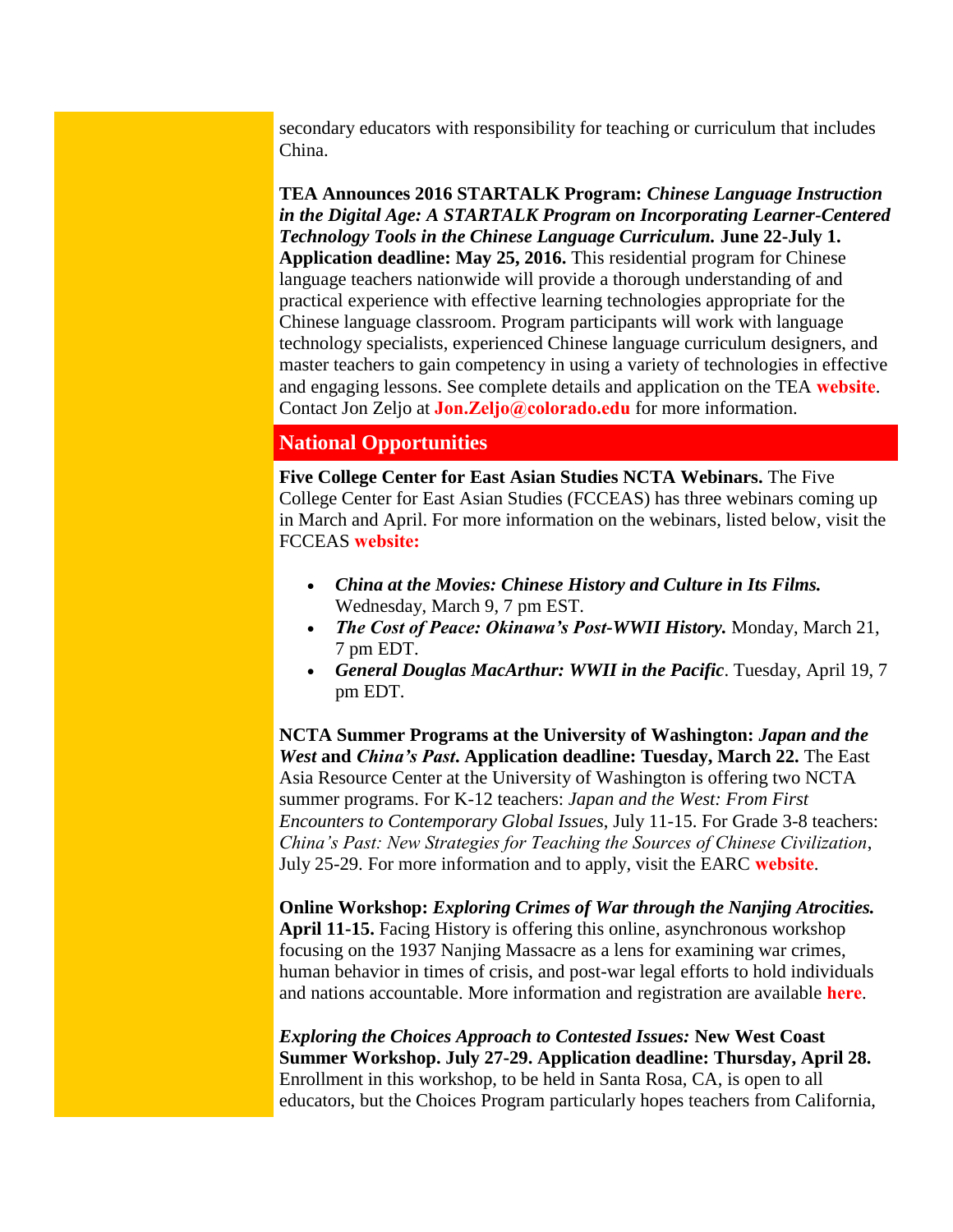secondary educators with responsibility for teaching or curriculum that includes China.

**TEA Announces 2016 STARTALK Program:** ***Chinese Language Instruction in the Digital Age: A STARTALK Program on Incorporating Learner-Centered Technology Tools in the Chinese Language Curriculum.*** **June 22-July 1. Application deadline: May 25, 2016.** This residential program for Chinese language teachers nationwide will provide a thorough understanding of and practical experience with effective learning technologies appropriate for the Chinese language classroom. Program participants will work with language technology specialists, experienced Chinese language curriculum designers, and master teachers to gain competency in using a variety of technologies in effective and engaging lessons. See complete details and application on the TEA **website**. Contact Jon Zeljo at **Jon.Zeljo@colorado.edu** for more information.

## National Opportunities

**Five College Center for East Asian Studies NCTA Webinars.** The Five College Center for East Asian Studies (FCCEAS) has three webinars coming up in March and April. For more information on the webinars, listed below, visit the FCCEAS **website:**

- ***China at the Movies: Chinese History and Culture in Its Films.*** Wednesday, March 9, 7 pm EST.
- ***The Cost of Peace: Okinawa's Post-WWII History.*** Monday, March 21, 7 pm EDT.
- ***General Douglas MacArthur: WWII in the Pacific***. Tuesday, April 19, 7 pm EDT.

**NCTA Summer Programs at the University of Washington:** ***Japan and the West*** **and** ***China's Past*****. Application deadline: Tuesday, March 22.** The East Asia Resource Center at the University of Washington is offering two NCTA summer programs. For K-12 teachers: *Japan and the West: From First Encounters to Contemporary Global Issues*, July 11-15. For Grade 3-8 teachers: *China's Past: New Strategies for Teaching the Sources of Chinese Civilization*, July 25-29. For more information and to apply, visit the EARC **website**.

**Online Workshop:** ***Exploring Crimes of War through the Nanjing Atrocities.*** **April 11-15.** Facing History is offering this online, asynchronous workshop focusing on the 1937 Nanjing Massacre as a lens for examining war crimes, human behavior in times of crisis, and post-war legal efforts to hold individuals and nations accountable. More information and registration are available **here**.

***Exploring the Choices Approach to Contested Issues:*** **New West Coast Summer Workshop. July 27-29. Application deadline: Thursday, April 28.** Enrollment in this workshop, to be held in Santa Rosa, CA, is open to all educators, but the Choices Program particularly hopes teachers from California,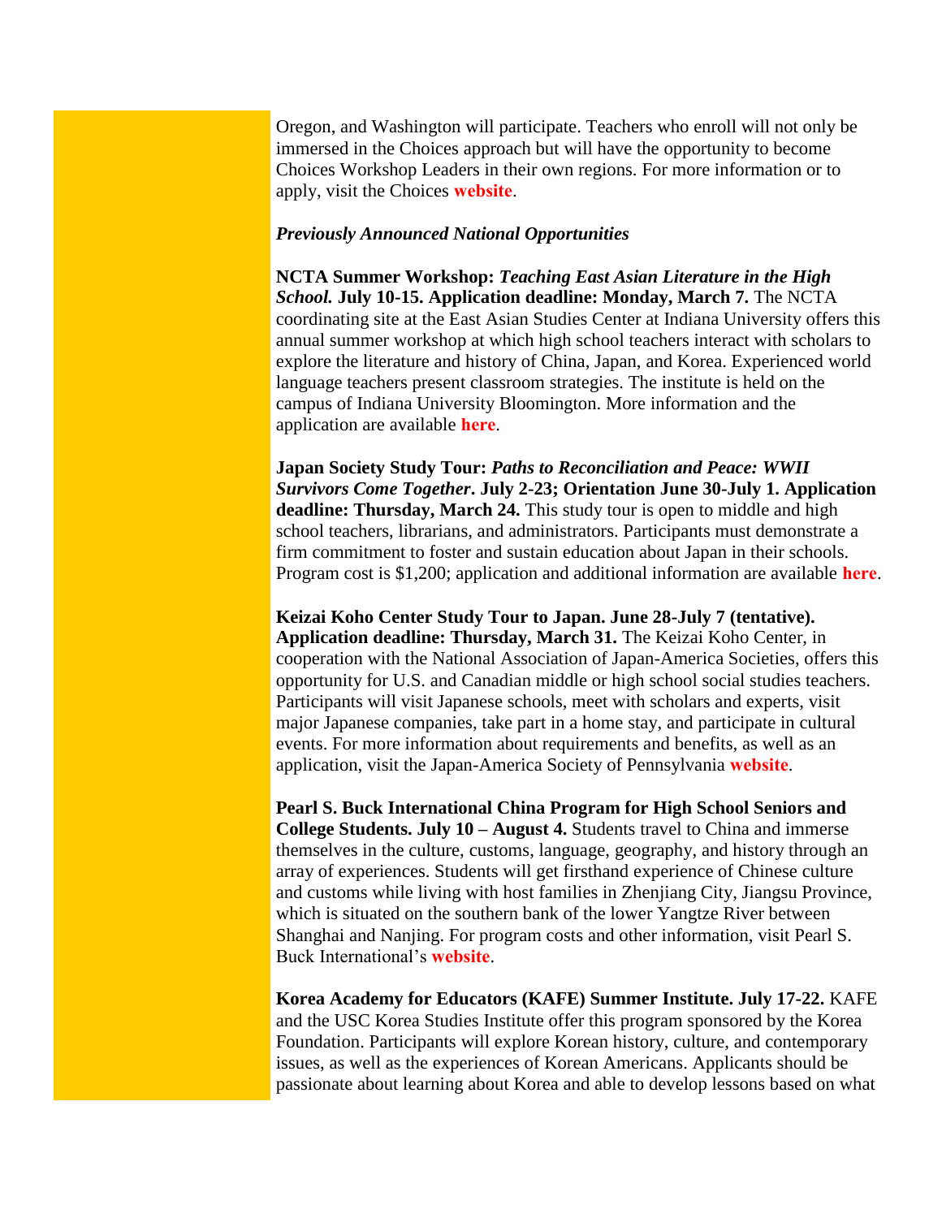Oregon, and Washington will participate. Teachers who enroll will not only be immersed in the Choices approach but will have the opportunity to become Choices Workshop Leaders in their own regions. For more information or to apply, visit the Choices **website**.

***Previously Announced National Opportunities***

**NCTA Summer Workshop: *Teaching East Asian Literature in the High School.* July 10-15. Application deadline: Monday, March 7.** The NCTA coordinating site at the East Asian Studies Center at Indiana University offers this annual summer workshop at which high school teachers interact with scholars to explore the literature and history of China, Japan, and Korea. Experienced world language teachers present classroom strategies. The institute is held on the campus of Indiana University Bloomington. More information and the application are available **here**.

**Japan Society Study Tour: *Paths to Reconciliation and Peace: WWII Survivors Come Together*. July 2-23; Orientation June 30-July 1. Application deadline: Thursday, March 24.** This study tour is open to middle and high school teachers, librarians, and administrators. Participants must demonstrate a firm commitment to foster and sustain education about Japan in their schools. Program cost is $1,200; application and additional information are available **here**.

**Keizai Koho Center Study Tour to Japan. June 28-July 7 (tentative). Application deadline: Thursday, March 31.** The Keizai Koho Center, in cooperation with the National Association of Japan-America Societies, offers this opportunity for U.S. and Canadian middle or high school social studies teachers. Participants will visit Japanese schools, meet with scholars and experts, visit major Japanese companies, take part in a home stay, and participate in cultural events. For more information about requirements and benefits, as well as an application, visit the Japan-America Society of Pennsylvania **website**.

**Pearl S. Buck International China Program for High School Seniors and College Students. July 10 – August 4.** Students travel to China and immerse themselves in the culture, customs, language, geography, and history through an array of experiences. Students will get firsthand experience of Chinese culture and customs while living with host families in Zhenjiang City, Jiangsu Province, which is situated on the southern bank of the lower Yangtze River between Shanghai and Nanjing. For program costs and other information, visit Pearl S. Buck International's **website**.

**Korea Academy for Educators (KAFE) Summer Institute. July 17-22.** KAFE and the USC Korea Studies Institute offer this program sponsored by the Korea Foundation. Participants will explore Korean history, culture, and contemporary issues, as well as the experiences of Korean Americans. Applicants should be passionate about learning about Korea and able to develop lessons based on what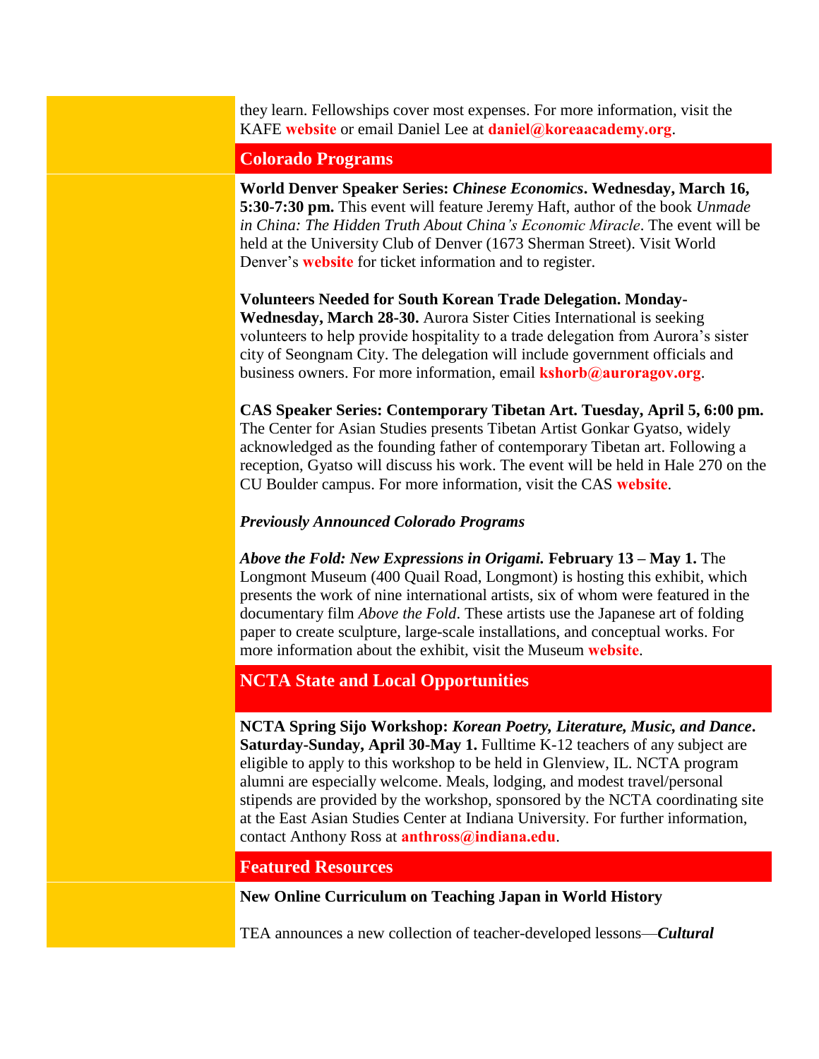they learn. Fellowships cover most expenses. For more information, visit the KAFE **website** or email Daniel Lee at **daniel@koreaacademy.org**.

## Colorado Programs

**World Denver Speaker Series: *Chinese Economics*. Wednesday, March 16, 5:30-7:30 pm.** This event will feature Jeremy Haft, author of the book *Unmade in China: The Hidden Truth About China's Economic Miracle*. The event will be held at the University Club of Denver (1673 Sherman Street). Visit World Denver's **website** for ticket information and to register.

**Volunteers Needed for South Korean Trade Delegation. Monday-Wednesday, March 28-30.** Aurora Sister Cities International is seeking volunteers to help provide hospitality to a trade delegation from Aurora's sister city of Seongnam City. The delegation will include government officials and business owners. For more information, email **kshorb@auroragov.org**.

**CAS Speaker Series: Contemporary Tibetan Art. Tuesday, April 5, 6:00 pm.** The Center for Asian Studies presents Tibetan Artist Gonkar Gyatso, widely acknowledged as the founding father of contemporary Tibetan art. Following a reception, Gyatso will discuss his work. The event will be held in Hale 270 on the CU Boulder campus. For more information, visit the CAS **website**.

***Previously Announced Colorado Programs***

***Above the Fold: New Expressions in Origami.* February 13 – May 1.** The Longmont Museum (400 Quail Road, Longmont) is hosting this exhibit, which presents the work of nine international artists, six of whom were featured in the documentary film *Above the Fold*. These artists use the Japanese art of folding paper to create sculpture, large-scale installations, and conceptual works. For more information about the exhibit, visit the Museum **website**.

## NCTA State and Local Opportunities

**NCTA Spring Sijo Workshop: *Korean Poetry, Literature, Music, and Dance*. Saturday-Sunday, April 30-May 1.** Fulltime K-12 teachers of any subject are eligible to apply to this workshop to be held in Glenview, IL. NCTA program alumni are especially welcome. Meals, lodging, and modest travel/personal stipends are provided by the workshop, sponsored by the NCTA coordinating site at the East Asian Studies Center at Indiana University. For further information, contact Anthony Ross at **anthross@indiana.edu**.

## Featured Resources

**New Online Curriculum on Teaching Japan in World History**

TEA announces a new collection of teacher-developed lessons—***Cultural***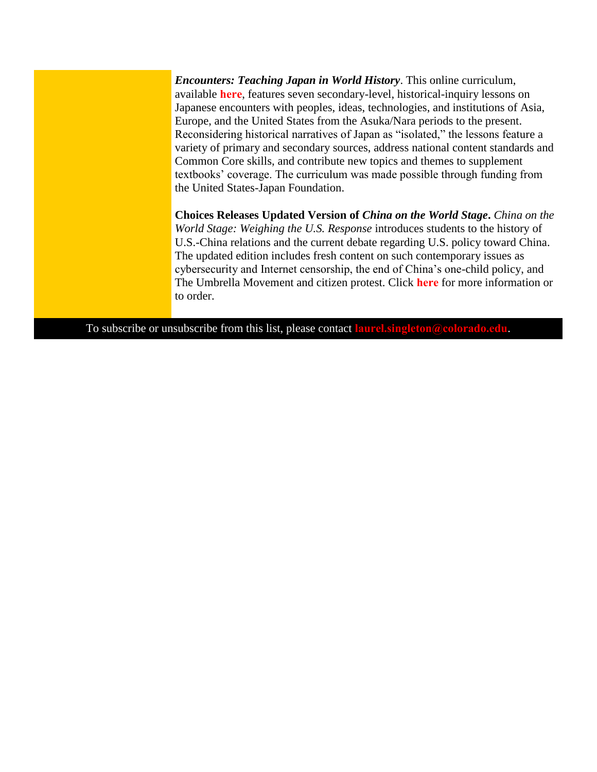***Encounters: Teaching Japan in World History***. This online curriculum, available **here**, features seven secondary-level, historical-inquiry lessons on Japanese encounters with peoples, ideas, technologies, and institutions of Asia, Europe, and the United States from the Asuka/Nara periods to the present. Reconsidering historical narratives of Japan as "isolated," the lessons feature a variety of primary and secondary sources, address national content standards and Common Core skills, and contribute new topics and themes to supplement textbooks' coverage. The curriculum was made possible through funding from the United States-Japan Foundation.

**Choices Releases Updated Version of *China on the World Stage*.** *China on the World Stage: Weighing the U.S. Response* introduces students to the history of U.S.-China relations and the current debate regarding U.S. policy toward China. The updated edition includes fresh content on such contemporary issues as cybersecurity and Internet censorship, the end of China's one-child policy, and The Umbrella Movement and citizen protest. Click **here** for more information or to order.

To subscribe or unsubscribe from this list, please contact **laurel.singleton@colorado.edu**.